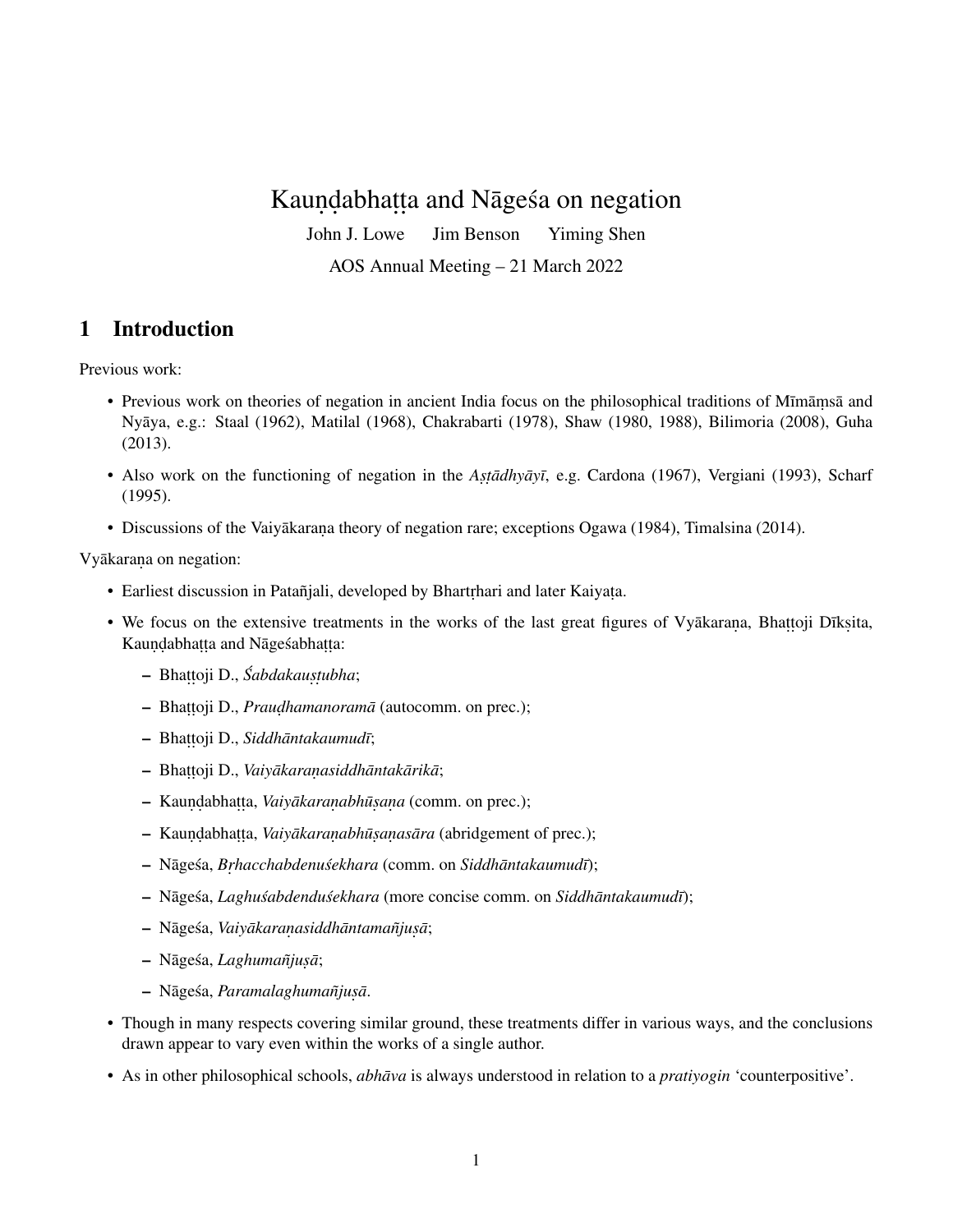# Kauṇḍabhaṭṭa and Nāgeśa on negation

John J. Lowe  Jim Benson  Yiming Shen

AOS Annual Meeting – 21 March 2022

## 1 Introduction

Previous work:

- Previous work on theories of negation in ancient India focus on the philosophical traditions of Mīmāṃsā and Nyāya, e.g.: Staal (1962), Matilal (1968), Chakrabarti (1978), Shaw (1980, 1988), Bilimoria (2008), Guha (2013).
- Also work on the functioning of negation in the *Aṣṭādhyāyī*, e.g. Cardona (1967), Vergiani (1993), Scharf (1995).
- Discussions of the Vaiyākaraṇa theory of negation rare; exceptions Ogawa (1984), Timalsina (2014).

Vyākaraṇa on negation:

- Earliest discussion in Patañjali, developed by Bhartṛhari and later Kaiyaṭa.
- We focus on the extensive treatments in the works of the last great figures of Vyākaraṇa, Bhaṭṭoji Dīkṣita, Kauṇḍabhaṭṭa and Nāgeśabhaṭṭa:
  - Bhaṭṭoji D., *Śabdakauṣṭubha*;
  - Bhaṭṭoji D., *Prauḍhamanoramā* (autocomm. on prec.);
  - Bhaṭṭoji D., *Siddhāntakaumudī*;
  - Bhaṭṭoji D., *Vaiyākaraṇasiddhāntakārikā*;
  - Kauṇḍabhaṭṭa, *Vaiyākaraṇabhūṣaṇa* (comm. on prec.);
  - Kauṇḍabhaṭṭa, *Vaiyākaraṇabhūṣaṇasāra* (abridgement of prec.);
  - Nāgeśa, *Bṛhacchabdenuśekhara* (comm. on *Siddhāntakaumudī*);
  - Nāgeśa, *Laghuśabdenduśekhara* (more concise comm. on *Siddhāntakaumudī*);
  - Nāgeśa, *Vaiyākaraṇasiddhāntamañjuṣā*;
  - Nāgeśa, *Laghumañjuṣā*;
  - Nāgeśa, *Paramalaghumañjuṣā*.
- Though in many respects covering similar ground, these treatments differ in various ways, and the conclusions drawn appear to vary even within the works of a single author.
- As in other philosophical schools, *abhāva* is always understood in relation to a *pratiyogin* 'counterpositive'.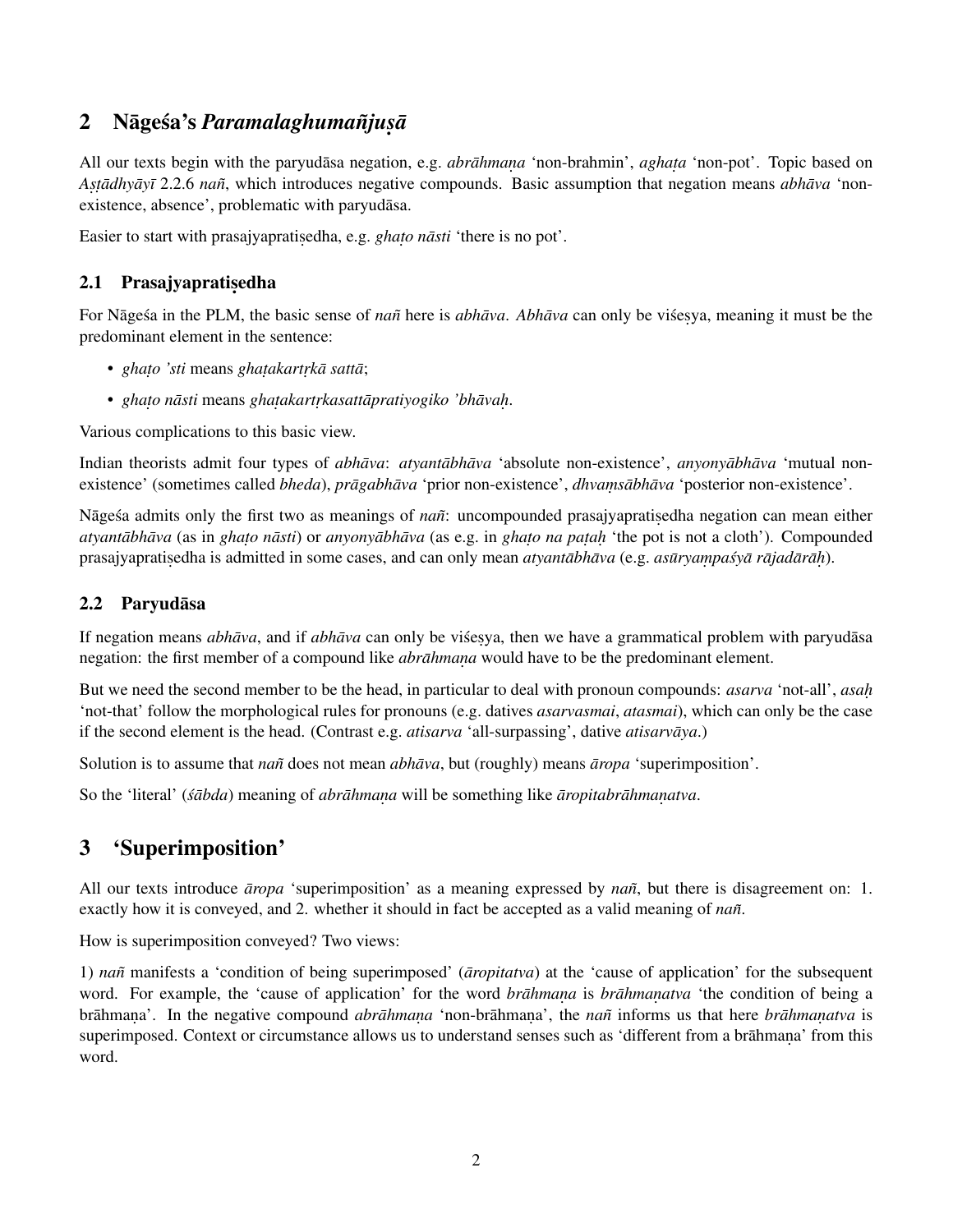## 2 Nāgeśa's *Paramalaghumañjuṣā*

All our texts begin with the paryudāsa negation, e.g. *abrāhmaṇa* 'non-brahmin', *aghaṭa* 'non-pot'. Topic based on *Aṣṭādhyāyī* 2.2.6 *nañ*, which introduces negative compounds. Basic assumption that negation means *abhāva* 'non-existence, absence', problematic with paryudāsa.

Easier to start with prasajyapratiṣedha, e.g. *ghaṭo nāsti* 'there is no pot'.

### 2.1 Prasajyapratiṣedha

For Nāgeśa in the PLM, the basic sense of *nañ* here is *abhāva*. *Abhāva* can only be viśeṣya, meaning it must be the predominant element in the sentence:

- *ghaṭo 'sti* means *ghaṭakartṛkā sattā*;
- *ghaṭo nāsti* means *ghaṭakartṛkasattāpratiyogiko 'bhāvaḥ*.

Various complications to this basic view.

Indian theorists admit four types of *abhāva*: *atyantābhāva* 'absolute non-existence', *anyonyābhāva* 'mutual non-existence' (sometimes called *bheda*), *prāgabhāva* 'prior non-existence', *dhvaṃsābhāva* 'posterior non-existence'.

Nāgeśa admits only the first two as meanings of *nañ*: uncompounded prasajyapratiṣedha negation can mean either *atyantābhāva* (as in *ghaṭo nāsti*) or *anyonyābhāva* (as e.g. in *ghaṭo na paṭaḥ* 'the pot is not a cloth'). Compounded prasajyapratiṣedha is admitted in some cases, and can only mean *atyantābhāva* (e.g. *asūryaṃpaśyā rājadārāḥ*).

### 2.2 Paryudāsa

If negation means *abhāva*, and if *abhāva* can only be viśeṣya, then we have a grammatical problem with paryudāsa negation: the first member of a compound like *abrāhmaṇa* would have to be the predominant element.

But we need the second member to be the head, in particular to deal with pronoun compounds: *asarva* 'not-all', *asaḥ* 'not-that' follow the morphological rules for pronouns (e.g. datives *asarvasmai*, *atasmai*), which can only be the case if the second element is the head. (Contrast e.g. *atisarva* 'all-surpassing', dative *atisarvāya*.)

Solution is to assume that *nañ* does not mean *abhāva*, but (roughly) means *āropa* 'superimposition'.

So the 'literal' (*śābda*) meaning of *abrāhmaṇa* will be something like *āropitabrāhmaṇatva*.

## 3 'Superimposition'

All our texts introduce *āropa* 'superimposition' as a meaning expressed by *nañ*, but there is disagreement on: 1. exactly how it is conveyed, and 2. whether it should in fact be accepted as a valid meaning of *nañ*.

How is superimposition conveyed? Two views:

1) *nañ* manifests a 'condition of being superimposed' (*āropitatva*) at the 'cause of application' for the subsequent word. For example, the 'cause of application' for the word *brāhmaṇa* is *brāhmaṇatva* 'the condition of being a brāhmaṇa'. In the negative compound *abrāhmaṇa* 'non-brāhmaṇa', the *nañ* informs us that here *brāhmaṇatva* is superimposed. Context or circumstance allows us to understand senses such as 'different from a brāhmaṇa' from this word.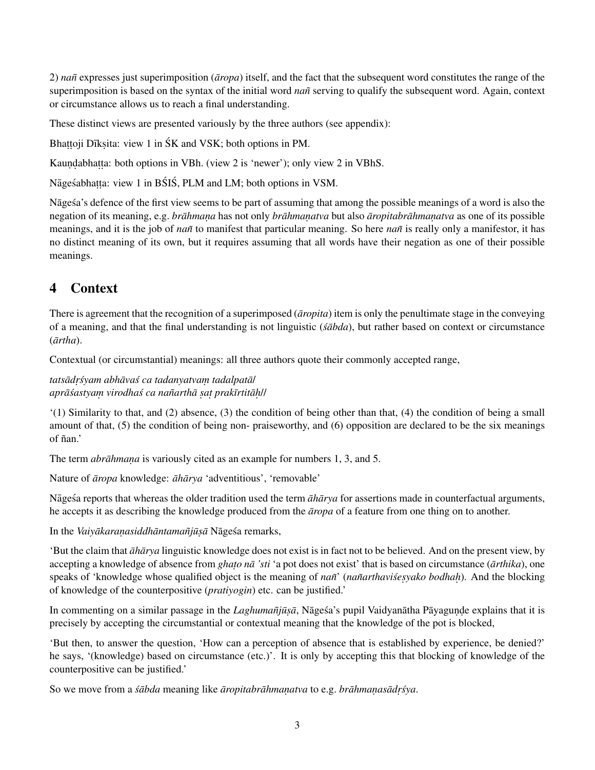2) *nañ* expresses just superimposition (*āropa*) itself, and the fact that the subsequent word constitutes the range of the superimposition is based on the syntax of the initial word *nañ* serving to qualify the subsequent word. Again, context or circumstance allows us to reach a final understanding.

These distinct views are presented variously by the three authors (see appendix):

Bhaṭṭoji Dīkṣita: view 1 in ŚK and VSK; both options in PM.

Kauṇḍabhaṭṭa: both options in VBh. (view 2 is 'newer'); only view 2 in VBhS.

Nāgeśabhaṭṭa: view 1 in BŚIŚ, PLM and LM; both options in VSM.

Nāgeśa's defence of the first view seems to be part of assuming that among the possible meanings of a word is also the negation of its meaning, e.g. *brāhmaṇa* has not only *brāhmaṇatva* but also *āropitabrāhmaṇatva* as one of its possible meanings, and it is the job of *nañ* to manifest that particular meaning. So here *nañ* is really only a manifestor, it has no distinct meaning of its own, but it requires assuming that all words have their negation as one of their possible meanings.

## 4 Context

There is agreement that the recognition of a superimposed (*āropita*) item is only the penultimate stage in the conveying of a meaning, and that the final understanding is not linguistic (*śābda*), but rather based on context or circumstance (*ārtha*).

Contextual (or circumstantial) meanings: all three authors quote their commonly accepted range,

*tatsādṛśyam abhāvaś ca tadanyatvaṃ tadalpatā/*
*aprāśastyaṃ virodhaś ca nañarthā ṣaṭ prakīrtitāḥ//*

'(1) Similarity to that, and (2) absence, (3) the condition of being other than that, (4) the condition of being a small amount of that, (5) the condition of being non- praiseworthy, and (6) opposition are declared to be the six meanings of ñan.'

The term *abrāhmaṇa* is variously cited as an example for numbers 1, 3, and 5.

Nature of *āropa* knowledge: *āhārya* 'adventitious', 'removable'

Nāgeśa reports that whereas the older tradition used the term *āhārya* for assertions made in counterfactual arguments, he accepts it as describing the knowledge produced from the *āropa* of a feature from one thing on to another.

In the *Vaiyākaraṇasiddhāntamañjūṣā* Nāgeśa remarks,

'But the claim that *āhārya* linguistic knowledge does not exist is in fact not to be believed. And on the present view, by accepting a knowledge of absence from *ghaṭo nā 'sti* 'a pot does not exist' that is based on circumstance (*ārthika*), one speaks of 'knowledge whose qualified object is the meaning of *nañ*' (*nañarthaviśeṣyako bodhaḥ*). And the blocking of knowledge of the counterpositive (*pratiyogin*) etc. can be justified.'

In commenting on a similar passage in the *Laghumañjūṣā*, Nāgeśa's pupil Vaidyanātha Pāyaguṇḍe explains that it is precisely by accepting the circumstantial or contextual meaning that the knowledge of the pot is blocked,

'But then, to answer the question, 'How can a perception of absence that is established by experience, be denied?' he says, '(knowledge) based on circumstance (etc.)'. It is only by accepting this that blocking of knowledge of the counterpositive can be justified.'

So we move from a *śābda* meaning like *āropitabrāhmaṇatva* to e.g. *brāhmaṇasādṛśya*.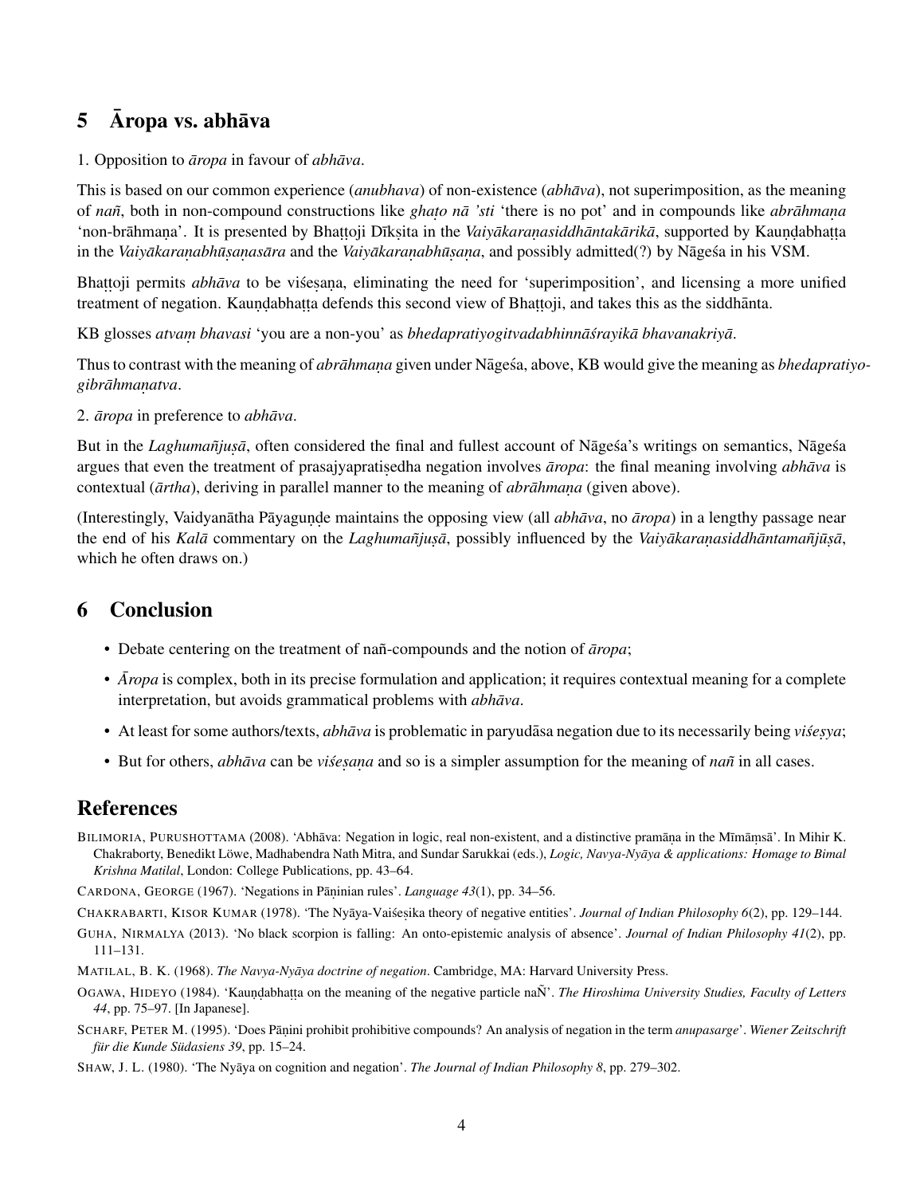## 5 Āropa vs. abhāva

1. Opposition to *āropa* in favour of *abhāva*.

This is based on our common experience (*anubhava*) of non-existence (*abhāva*), not superimposition, as the meaning of *nañ*, both in non-compound constructions like *ghaṭo nā 'sti* 'there is no pot' and in compounds like *abrāhmaṇa* 'non-brāhmaṇa'. It is presented by Bhaṭṭoji Dīkṣita in the *Vaiyākaraṇasiddhāntakārikā*, supported by Kauṇḍabhaṭṭa in the *Vaiyākaraṇabhūṣaṇasāra* and the *Vaiyākaraṇabhūṣaṇa*, and possibly admitted(?) by Nāgeśa in his VSM.

Bhaṭṭoji permits *abhāva* to be viśeṣaṇa, eliminating the need for 'superimposition', and licensing a more unified treatment of negation. Kauṇḍabhaṭṭa defends this second view of Bhaṭṭoji, and takes this as the siddhānta.

KB glosses *atvaṃ bhavasi* 'you are a non-you' as *bhedapratiyogitvadabhinnāśrayikā bhavanakriyā*.

Thus to contrast with the meaning of *abrāhmaṇa* given under Nāgeśa, above, KB would give the meaning as *bhedapratiyogibrāhmaṇatva*.

2. *āropa* in preference to *abhāva*.

But in the *Laghumañjuṣā*, often considered the final and fullest account of Nāgeśa's writings on semantics, Nāgeśa argues that even the treatment of prasajyapratiṣedha negation involves *āropa*: the final meaning involving *abhāva* is contextual (*ārtha*), deriving in parallel manner to the meaning of *abrāhmaṇa* (given above).

(Interestingly, Vaidyanātha Pāyaguṇḍe maintains the opposing view (all *abhāva*, no *āropa*) in a lengthy passage near the end of his *Kalā* commentary on the *Laghumañjuṣā*, possibly influenced by the *Vaiyākaraṇasiddhāntamañjūṣā*, which he often draws on.)

## 6 Conclusion

- Debate centering on the treatment of nañ-compounds and the notion of *āropa*;
- *Āropa* is complex, both in its precise formulation and application; it requires contextual meaning for a complete interpretation, but avoids grammatical problems with *abhāva*.
- At least for some authors/texts, *abhāva* is problematic in paryudāsa negation due to its necessarily being *viśeṣya*;
- But for others, *abhāva* can be *viśeṣaṇa* and so is a simpler assumption for the meaning of *nañ* in all cases.

## References

BILIMORIA, PURUSHOTTAMA (2008). 'Abhāva: Negation in logic, real non-existent, and a distinctive pramāṇa in the Mīmāṃsā'. In Mihir K. Chakraborty, Benedikt Löwe, Madhabendra Nath Mitra, and Sundar Sarukkai (eds.), *Logic, Navya-Nyāya & applications: Homage to Bimal Krishna Matilal*, London: College Publications, pp. 43–64.

CARDONA, GEORGE (1967). 'Negations in Pāṇinian rules'. *Language 43*(1), pp. 34–56.

CHAKRABARTI, KISOR KUMAR (1978). 'The Nyāya-Vaiśeṣika theory of negative entities'. *Journal of Indian Philosophy 6*(2), pp. 129–144.

GUHA, NIRMALYA (2013). 'No black scorpion is falling: An onto-epistemic analysis of absence'. *Journal of Indian Philosophy 41*(2), pp. 111–131.

MATILAL, B. K. (1968). *The Navya-Nyāya doctrine of negation*. Cambridge, MA: Harvard University Press.

OGAWA, HIDEYO (1984). 'Kauṇḍabhaṭṭa on the meaning of the negative particle naÑ'. *The Hiroshima University Studies, Faculty of Letters 44*, pp. 75–97. [In Japanese].

SCHARF, PETER M. (1995). 'Does Pāṇini prohibit prohibitive compounds? An analysis of negation in the term *anupasarge*'. *Wiener Zeitschrift für die Kunde Südasiens 39*, pp. 15–24.

SHAW, J. L. (1980). 'The Nyāya on cognition and negation'. *The Journal of Indian Philosophy 8*, pp. 279–302.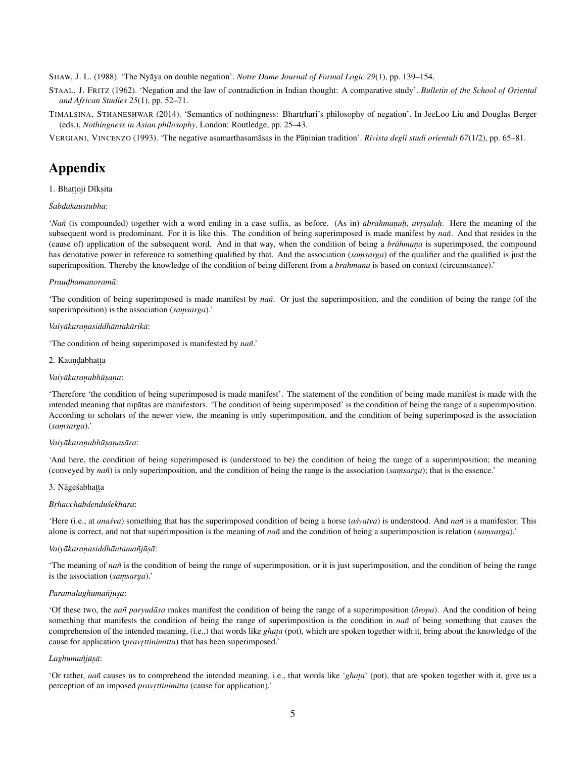SHAW, J. L. (1988). 'The Nyāya on double negation'. *Notre Dame Journal of Formal Logic 29*(1), pp. 139–154.

STAAL, J. FRITZ (1962). 'Negation and the law of contradiction in Indian thought: A comparative study'. *Bulletin of the School of Oriental and African Studies 25*(1), pp. 52–71.

TIMALSINA, STHANESHWAR (2014). 'Semantics of nothingness: Bhartṛhari's philosophy of negation'. In JeeLoo Liu and Douglas Berger (eds.), *Nothingness in Asian philosophy*, London: Routledge, pp. 25–43.

VERGIANI, VINCENZO (1993). 'The negative asamarthasamāsas in the Pāṇinian tradition'. *Rivista degli studi orientali 67*(1/2), pp. 65–81.

# Appendix

1. Bhaṭṭoji Dīkṣita

*Śabdakaustubha*:

'*Nañ* (is compounded) together with a word ending in a case suffix, as before. (As in) *abrāhmaṇaḥ*, *avṛṣalaḥ*. Here the meaning of the subsequent word is predominant. For it is like this. The condition of being superimposed is made manifest by *nañ*. And that resides in the (cause of) application of the subsequent word. And in that way, when the condition of being a *brāhmaṇa* is superimposed, the compound has denotative power in reference to something qualified by that. And the association (*saṃsarga*) of the qualifier and the qualified is just the superimposition. Thereby the knowledge of the condition of being different from a *brāhmaṇa* is based on context (circumstance).'

*Prauḍhamanoramā*:

'The condition of being superimposed is made manifest by *nañ*. Or just the superimposition, and the condition of being the range (of the superimposition) is the association (*saṃsarga*).'

*Vaiyākaraṇasiddhāntakārikā*:

'The condition of being superimposed is manifested by *nañ*.'

2. Kauṇḍabhaṭṭa

*Vaiyākaraṇabhūṣaṇa*:

'Therefore 'the condition of being superimposed is made manifest'. The statement of the condition of being made manifest is made with the intended meaning that nipātas are manifestors. 'The condition of being superimposed' is the condition of being the range of a superimposition. According to scholars of the newer view, the meaning is only superimposition, and the condition of being superimposed is the association (*saṃsarga*).'

*Vaiyākaraṇabhūṣaṇasāra*:

'And here, the condition of being superimposed is (understood to be) the condition of being the range of a superimposition; the meaning (conveyed by *nañ*) is only superimposition, and the condition of being the range is the association (*saṃsarga*); that is the essence.'

3. Nāgeśabhaṭṭa

*Bṛhacchabdenduśekhara*:

'Here (i.e., at *anaśva*) something that has the superimposed condition of being a horse (*aśvatva*) is understood. And *nañ* is a manifestor. This alone is correct, and not that superimposition is the meaning of *nañ* and the condition of being a superimposition is relation (*saṃsarga*).'

*Vaiyākaraṇasiddhāntamañjūṣā*:

'The meaning of *nañ* is the condition of being the range of superimposition, or it is just superimposition, and the condition of being the range is the association (*saṃsarga*).'

*Paramalaghumañjūṣā*:

'Of these two, the *nañ paryudāsa* makes manifest the condition of being the range of a superimposition (*āropa*). And the condition of being something that manifests the condition of being the range of superimposition is the condition in *nañ* of being something that causes the comprehension of the intended meaning, (i.e.,) that words like *ghaṭa* (pot), which are spoken together with it, bring about the knowledge of the cause for application (*pravṛttinimitta*) that has been superimposed.'

*Laghumañjūṣā*:

'Or rather, *nañ* causes us to comprehend the intended meaning, i.e., that words like '*ghaṭa*' (pot), that are spoken together with it, give us a perception of an imposed *pravṛttinimitta* (cause for application).'